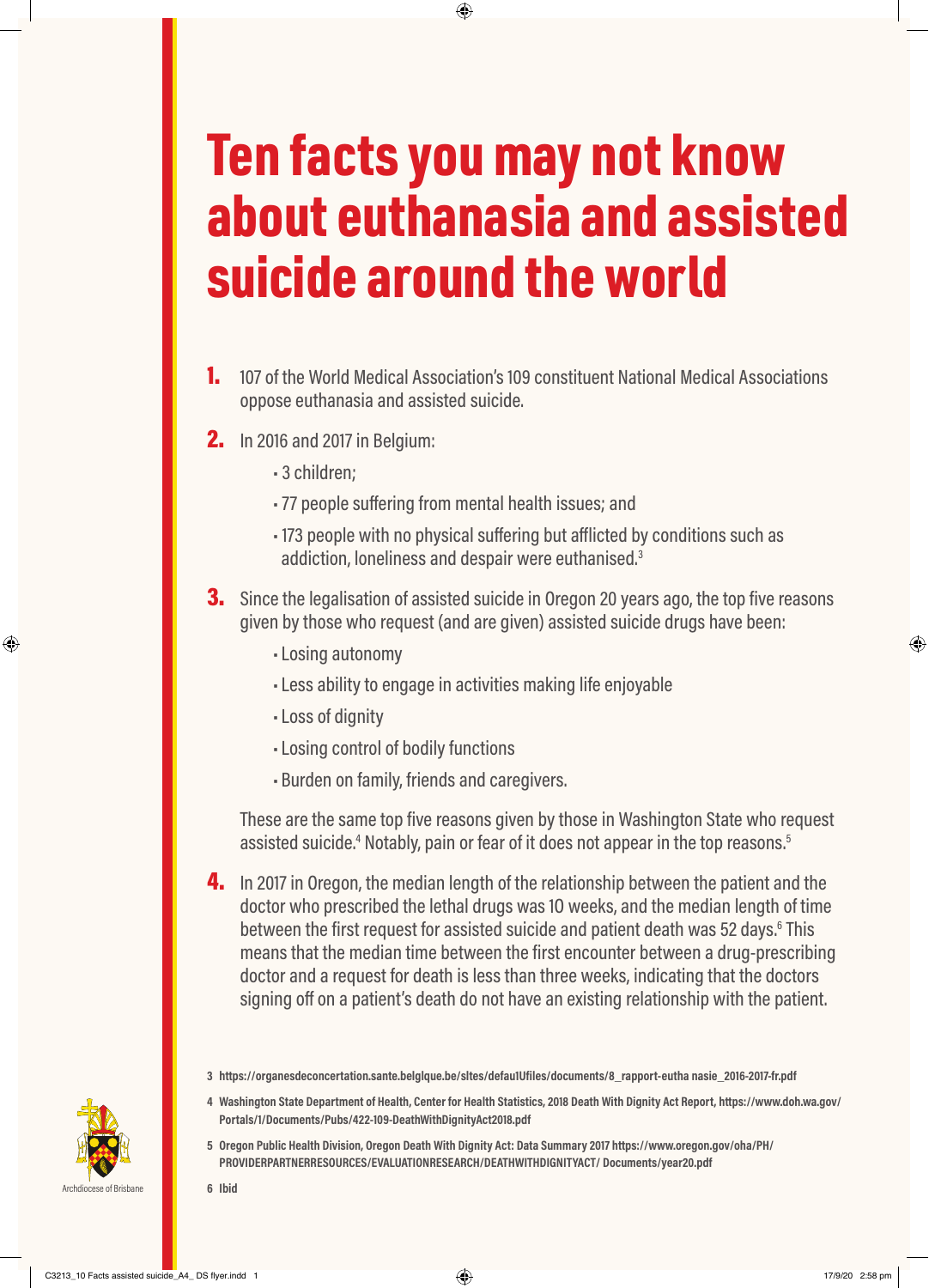# Ten facts you may not know about euthanasia and assisted suicide around the world

1. 107 of the World Medical Association's 109 constituent National Medical Associations oppose euthanasia and assisted suicide.

2. In 2016 and 2017 in Belgium:
   - 3 children;
   - 77 people suffering from mental health issues; and
   - 173 people with no physical suffering but afflicted by conditions such as addiction, loneliness and despair were euthanised.[3]

3. Since the legalisation of assisted suicide in Oregon 20 years ago, the top five reasons given by those who request (and are given) assisted suicide drugs have been:
   - Losing autonomy
   - Less ability to engage in activities making life enjoyable
   - Loss of dignity
   - Losing control of bodily functions
   - Burden on family, friends and caregivers.

   These are the same top five reasons given by those in Washington State who request assisted suicide.[4] Notably, pain or fear of it does not appear in the top reasons.[5]

4. In 2017 in Oregon, the median length of the relationship between the patient and the doctor who prescribed the lethal drugs was 10 weeks, and the median length of time between the first request for assisted suicide and patient death was 52 days.[6] This means that the median time between the first encounter between a drug-prescribing doctor and a request for death is less than three weeks, indicating that the doctors signing off on a patient's death do not have an existing relationship with the patient.

3 https://organesdeconcertation.sante.belgique.be/sites/default/files/documents/8_rapport-euthanasie_2016-2017-fr.pdf

4 Washington State Department of Health, Center for Health Statistics, 2018 Death With Dignity Act Report, https://www.doh.wa.gov/Portals/1/Documents/Pubs/422-109-DeathWithDignityAct2018.pdf

5 Oregon Public Health Division, Oregon Death With Dignity Act: Data Summary 2017 https://www.oregon.gov/oha/PH/PROVIDERPARTNERRESOURCES/EVALUATIONRESEARCH/DEATHWITHDIGNITYACT/ Documents/year20.pdf

6 Ibid

Archdiocese of Brisbane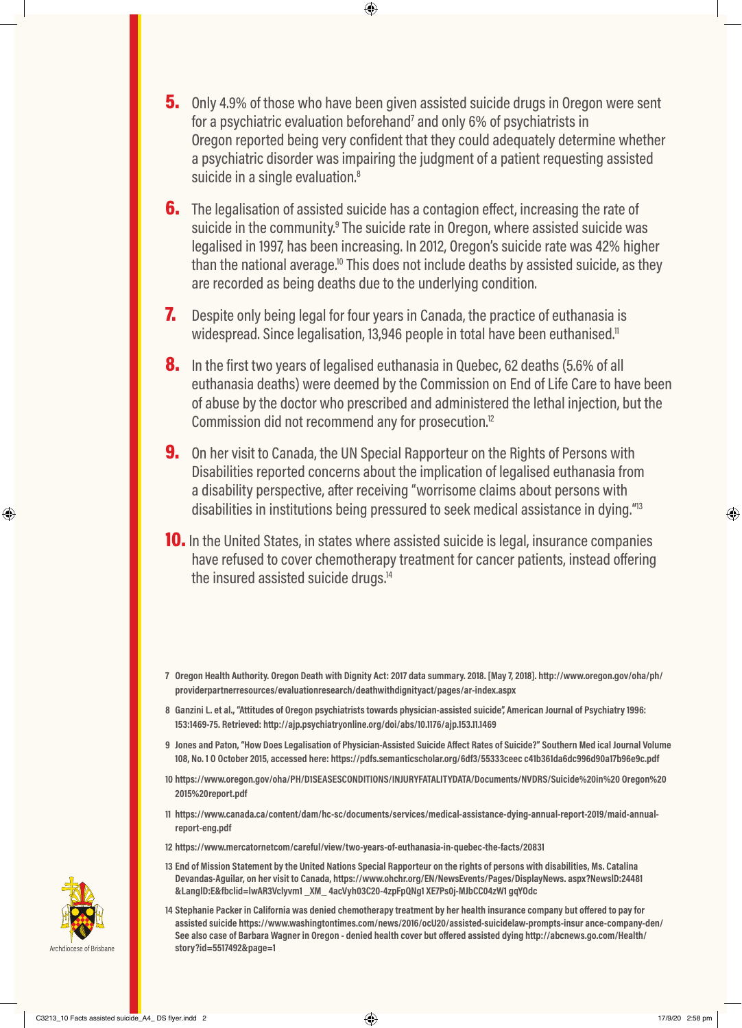5. Only 4.9% of those who have been given assisted suicide drugs in Oregon were sent for a psychiatric evaluation beforehand[7] and only 6% of psychiatrists in Oregon reported being very confident that they could adequately determine whether a psychiatric disorder was impairing the judgment of a patient requesting assisted suicide in a single evaluation.[8]

6. The legalisation of assisted suicide has a contagion effect, increasing the rate of suicide in the community.[9] The suicide rate in Oregon, where assisted suicide was legalised in 1997, has been increasing. In 2012, Oregon's suicide rate was 42% higher than the national average.[10] This does not include deaths by assisted suicide, as they are recorded as being deaths due to the underlying condition.

7. Despite only being legal for four years in Canada, the practice of euthanasia is widespread. Since legalisation, 13,946 people in total have been euthanised.[11]

8. In the first two years of legalised euthanasia in Quebec, 62 deaths (5.6% of all euthanasia deaths) were deemed by the Commission on End of Life Care to have been of abuse by the doctor who prescribed and administered the lethal injection, but the Commission did not recommend any for prosecution.[12]

9. On her visit to Canada, the UN Special Rapporteur on the Rights of Persons with Disabilities reported concerns about the implication of legalised euthanasia from a disability perspective, after receiving "worrisome claims about persons with disabilities in institutions being pressured to seek medical assistance in dying."[13]

10. In the United States, in states where assisted suicide is legal, insurance companies have refused to cover chemotherapy treatment for cancer patients, instead offering the insured assisted suicide drugs.[14]

---

7 Oregon Health Authority. Oregon Death with Dignity Act: 2017 data summary. 2018. [May 7, 2018]. http://www.oregon.gov/oha/ph/providerpartnerresources/evaluationresearch/deathwithdignityact/pages/ar-index.aspx

8 Ganzini L. et al., "Attitudes of Oregon psychiatrists towards physician-assisted suicide", American Journal of Psychiatry 1996: 153:1469-75. Retrieved: http://ajp.psychiatryonline.org/doi/abs/10.1176/ajp.153.11.1469

9 Jones and Paton, "How Does Legalisation of Physician-Assisted Suicide Affect Rates of Suicide?" Southern Med ical Journal Volume 108, No. 1 0 October 2015, accessed here: https://pdfs.semanticscholar.org/6df3/55333ceec c41b361da6dc996d90a17b96e9c.pdf

10 https://www.oregon.gov/oha/PH/DISEASESCONDITIONS/INJURYFATALITYDATA/Documents/NVDRS/Suicide%20in%20 Oregon%20 2015%20report.pdf

11 https://www.canada.ca/content/dam/hc-sc/documents/services/medical-assistance-dying-annual-report-2019/maid-annual-report-eng.pdf

12 https://www.mercatornetcom/careful/view/two-years-of-euthanasia-in-quebec-the-facts/20831

13 End of Mission Statement by the United Nations Special Rapporteur on the rights of persons with disabilities, Ms. Catalina Devandas-Aguilar, on her visit to Canada, https://www.ohchr.org/EN/NewsEvents/Pages/DisplayNews. aspx?NewsID:24481 &LangID:E&fbclid=IwAR3Vclyvm1 _XM_ 4acVyh03C20-4zpFpQNg1 XE7Ps0j-MJbCC04zW1 gqYOdc

14 Stephanie Packer in California was denied chemotherapy treatment by her health insurance company but offered to pay for assisted suicide https://www.washingtontimes.com/news/2016/ocU20/assisted-suicidelaw-prompts-insur ance-company-den/ See also case of Barbara Wagner in Oregon - denied health cover but offered assisted dying http://abcnews.go.com/Health/story?id=5517492&page=1

Archdiocese of Brisbane